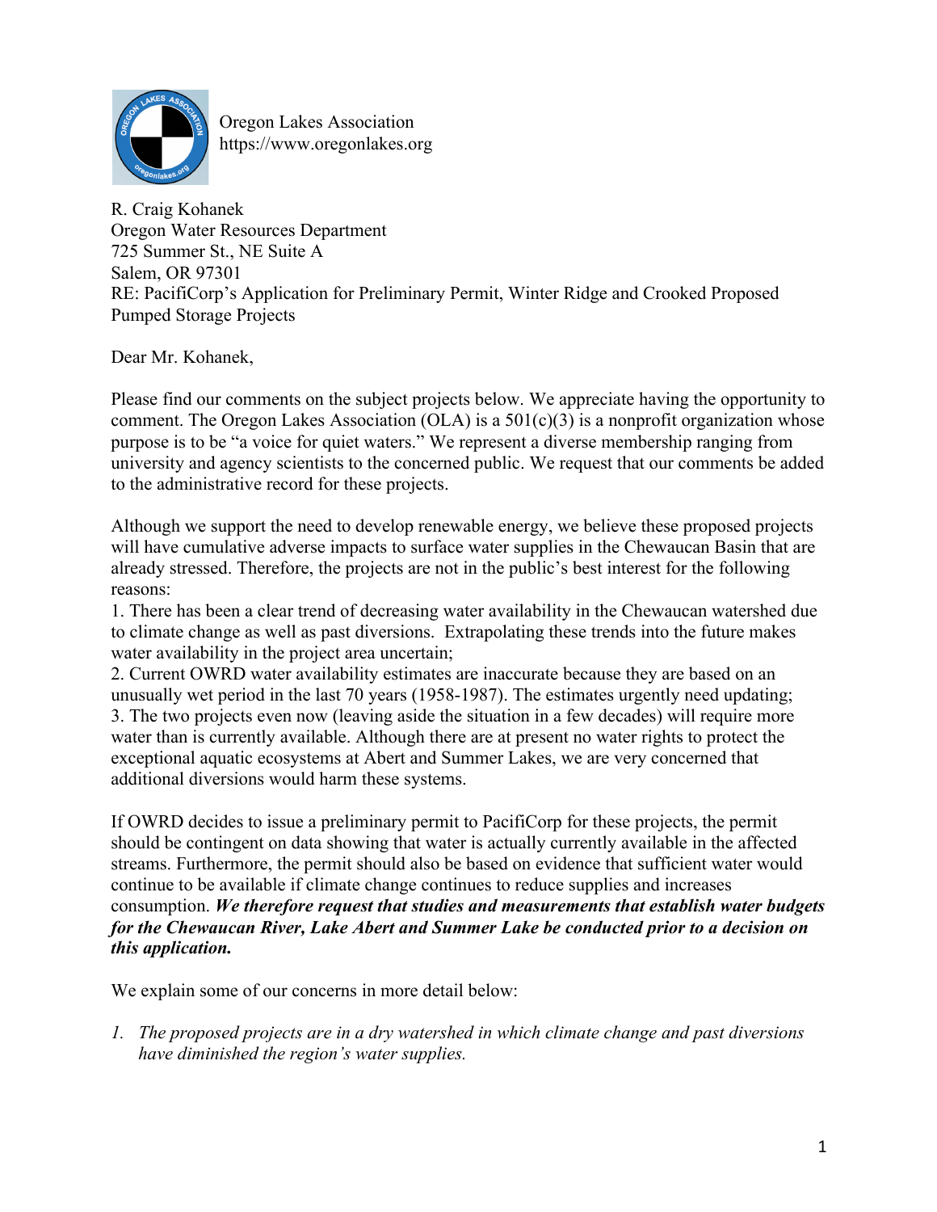Oregon Lakes Association
https://www.oregonlakes.org

R. Craig Kohanek
Oregon Water Resources Department
725 Summer St., NE Suite A
Salem, OR 97301
RE: PacifiCorp's Application for Preliminary Permit, Winter Ridge and Crooked Proposed Pumped Storage Projects

Dear Mr. Kohanek,

Please find our comments on the subject projects below. We appreciate having the opportunity to comment. The Oregon Lakes Association (OLA) is a 501(c)(3) is a nonprofit organization whose purpose is to be "a voice for quiet waters." We represent a diverse membership ranging from university and agency scientists to the concerned public. We request that our comments be added to the administrative record for these projects.

Although we support the need to develop renewable energy, we believe these proposed projects will have cumulative adverse impacts to surface water supplies in the Chewaucan Basin that are already stressed. Therefore, the projects are not in the public's best interest for the following reasons:

1. There has been a clear trend of decreasing water availability in the Chewaucan watershed due to climate change as well as past diversions. Extrapolating these trends into the future makes water availability in the project area uncertain;
2. Current OWRD water availability estimates are inaccurate because they are based on an unusually wet period in the last 70 years (1958-1987). The estimates urgently need updating;
3. The two projects even now (leaving aside the situation in a few decades) will require more water than is currently available. Although there are at present no water rights to protect the exceptional aquatic ecosystems at Abert and Summer Lakes, we are very concerned that additional diversions would harm these systems.

If OWRD decides to issue a preliminary permit to PacifiCorp for these projects, the permit should be contingent on data showing that water is actually currently available in the affected streams. Furthermore, the permit should also be based on evidence that sufficient water would continue to be available if climate change continues to reduce supplies and increases consumption. ***We therefore request that studies and measurements that establish water budgets for the Chewaucan River, Lake Abert and Summer Lake be conducted prior to a decision on this application.***

We explain some of our concerns in more detail below:

1. *The proposed projects are in a dry watershed in which climate change and past diversions have diminished the region's water supplies.*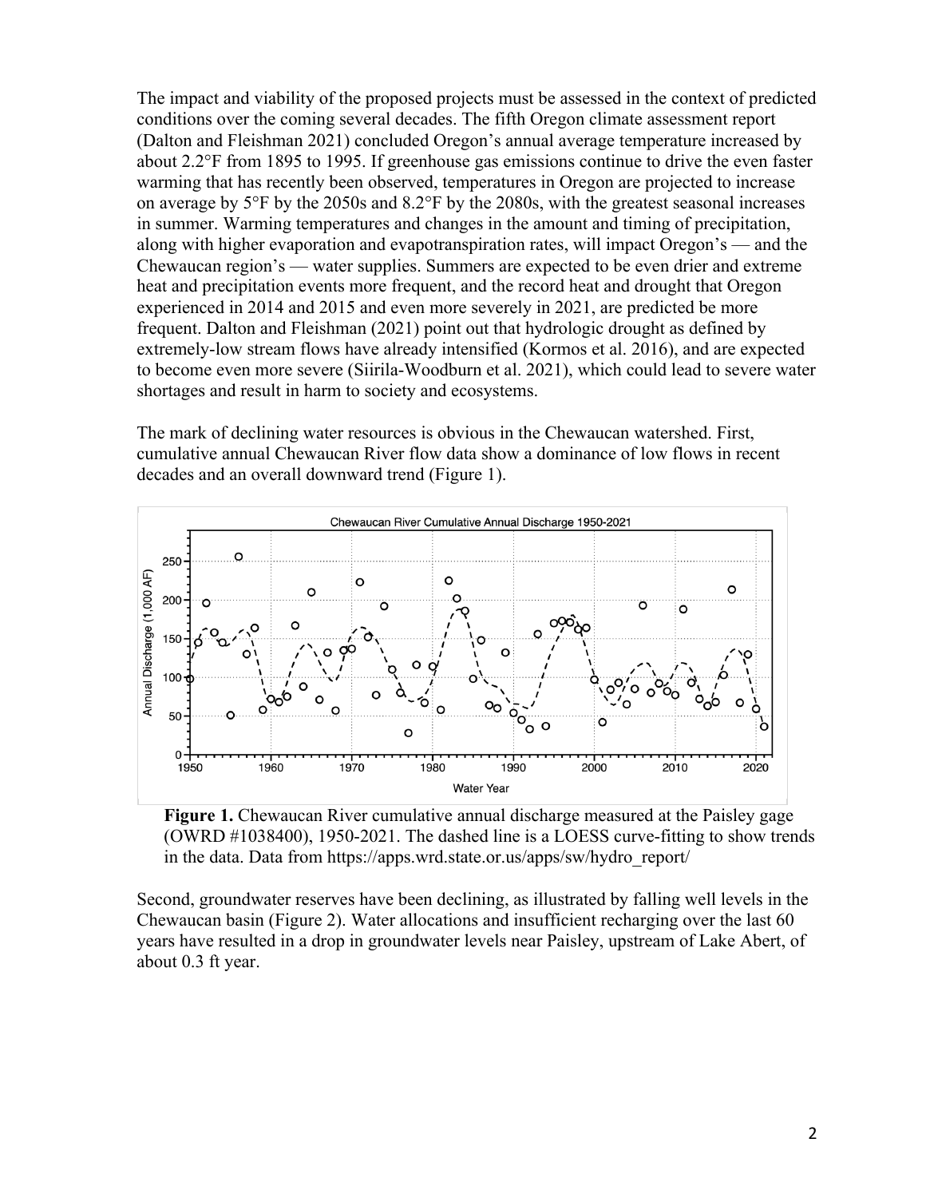The impact and viability of the proposed projects must be assessed in the context of predicted conditions over the coming several decades. The fifth Oregon climate assessment report (Dalton and Fleishman 2021) concluded Oregon's annual average temperature increased by about 2.2°F from 1895 to 1995. If greenhouse gas emissions continue to drive the even faster warming that has recently been observed, temperatures in Oregon are projected to increase on average by 5°F by the 2050s and 8.2°F by the 2080s, with the greatest seasonal increases in summer. Warming temperatures and changes in the amount and timing of precipitation, along with higher evaporation and evapotranspiration rates, will impact Oregon's — and the Chewaucan region's — water supplies. Summers are expected to be even drier and extreme heat and precipitation events more frequent, and the record heat and drought that Oregon experienced in 2014 and 2015 and even more severely in 2021, are predicted be more frequent. Dalton and Fleishman (2021) point out that hydrologic drought as defined by extremely-low stream flows have already intensified (Kormos et al. 2016), and are expected to become even more severe (Siirila-Woodburn et al. 2021), which could lead to severe water shortages and result in harm to society and ecosystems.

The mark of declining water resources is obvious in the Chewaucan watershed. First, cumulative annual Chewaucan River flow data show a dominance of low flows in recent decades and an overall downward trend (Figure 1).

**Figure 1.** Chewaucan River cumulative annual discharge measured at the Paisley gage (OWRD #1038400), 1950-2021. The dashed line is a LOESS curve-fitting to show trends in the data. Data from https://apps.wrd.state.or.us/apps/sw/hydro_report/

Second, groundwater reserves have been declining, as illustrated by falling well levels in the Chewaucan basin (Figure 2). Water allocations and insufficient recharging over the last 60 years have resulted in a drop in groundwater levels near Paisley, upstream of Lake Abert, of about 0.3 ft year.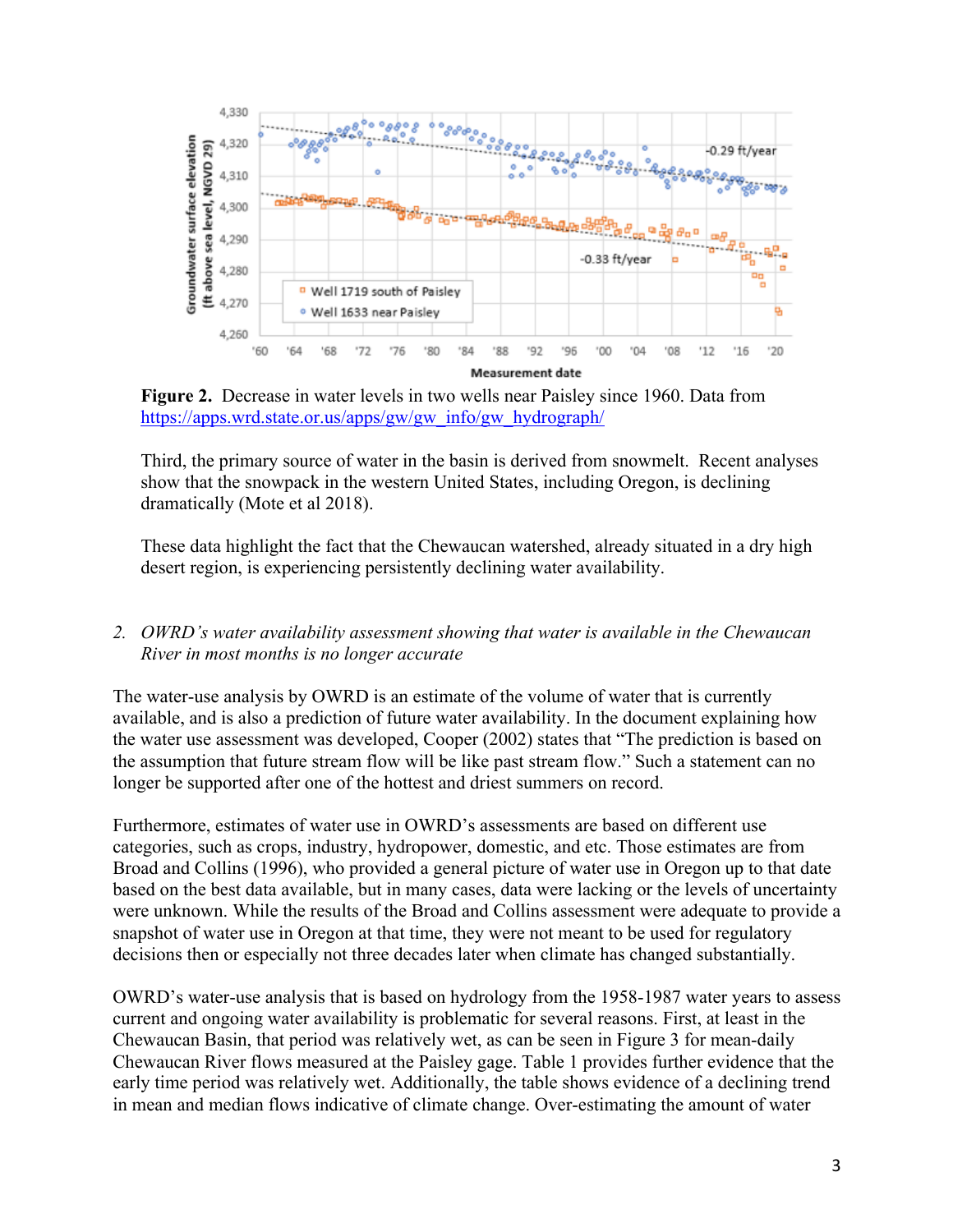**Figure 2.** Decrease in water levels in two wells near Paisley since 1960. Data from https://apps.wrd.state.or.us/apps/gw/gw_info/gw_hydrograph/

Third, the primary source of water in the basin is derived from snowmelt. Recent analyses show that the snowpack in the western United States, including Oregon, is declining dramatically (Mote et al 2018).

These data highlight the fact that the Chewaucan watershed, already situated in a dry high desert region, is experiencing persistently declining water availability.

2. *OWRD's water availability assessment showing that water is available in the Chewaucan River in most months is no longer accurate*

The water-use analysis by OWRD is an estimate of the volume of water that is currently available, and is also a prediction of future water availability. In the document explaining how the water use assessment was developed, Cooper (2002) states that "The prediction is based on the assumption that future stream flow will be like past stream flow." Such a statement can no longer be supported after one of the hottest and driest summers on record.

Furthermore, estimates of water use in OWRD's assessments are based on different use categories, such as crops, industry, hydropower, domestic, and etc. Those estimates are from Broad and Collins (1996), who provided a general picture of water use in Oregon up to that date based on the best data available, but in many cases, data were lacking or the levels of uncertainty were unknown. While the results of the Broad and Collins assessment were adequate to provide a snapshot of water use in Oregon at that time, they were not meant to be used for regulatory decisions then or especially not three decades later when climate has changed substantially.

OWRD's water-use analysis that is based on hydrology from the 1958-1987 water years to assess current and ongoing water availability is problematic for several reasons. First, at least in the Chewaucan Basin, that period was relatively wet, as can be seen in Figure 3 for mean-daily Chewaucan River flows measured at the Paisley gage. Table 1 provides further evidence that the early time period was relatively wet. Additionally, the table shows evidence of a declining trend in mean and median flows indicative of climate change. Over-estimating the amount of water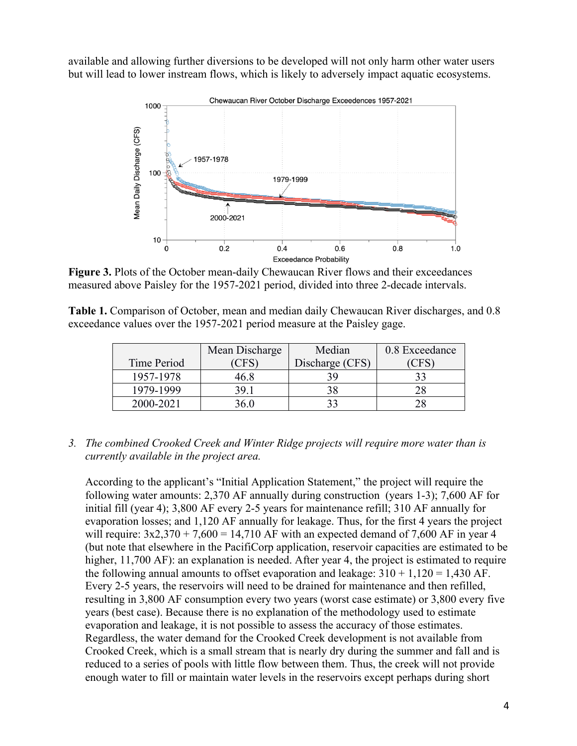available and allowing further diversions to be developed will not only harm other water users but will lead to lower instream flows, which is likely to adversely impact aquatic ecosystems.

**Figure 3.** Plots of the October mean-daily Chewaucan River flows and their exceedences measured above Paisley for the 1957-2021 period, divided into three 2-decade intervals.

**Table 1.** Comparison of October, mean and median daily Chewaucan River discharges, and 0.8 exceedance values over the 1957-2021 period measure at the Paisley gage.

| Time Period | Mean Discharge (CFS) | Median Discharge (CFS) | 0.8 Exceedance (CFS) |
|---|---|---|---|
| 1957-1978 | 46.8 | 39 | 33 |
| 1979-1999 | 39.1 | 38 | 28 |
| 2000-2021 | 36.0 | 33 | 28 |

3. *The combined Crooked Creek and Winter Ridge projects will require more water than is currently available in the project area.*

   According to the applicant's "Initial Application Statement," the project will require the following water amounts: 2,370 AF annually during construction (years 1-3); 7,600 AF for initial fill (year 4); 3,800 AF every 2-5 years for maintenance refill; 310 AF annually for evaporation losses; and 1,120 AF annually for leakage. Thus, for the first 4 years the project will require: 3x2,370 + 7,600 = 14,710 AF with an expected demand of 7,600 AF in year 4 (but note that elsewhere in the PacifiCorp application, reservoir capacities are estimated to be higher, 11,700 AF): an explanation is needed. After year 4, the project is estimated to require the following annual amounts to offset evaporation and leakage: 310 + 1,120 = 1,430 AF. Every 2-5 years, the reservoirs will need to be drained for maintenance and then refilled, resulting in 3,800 AF consumption every two years (worst case estimate) or 3,800 every five years (best case). Because there is no explanation of the methodology used to estimate evaporation and leakage, it is not possible to assess the accuracy of those estimates. Regardless, the water demand for the Crooked Creek development is not available from Crooked Creek, which is a small stream that is nearly dry during the summer and fall and is reduced to a series of pools with little flow between them. Thus, the creek will not provide enough water to fill or maintain water levels in the reservoirs except perhaps during short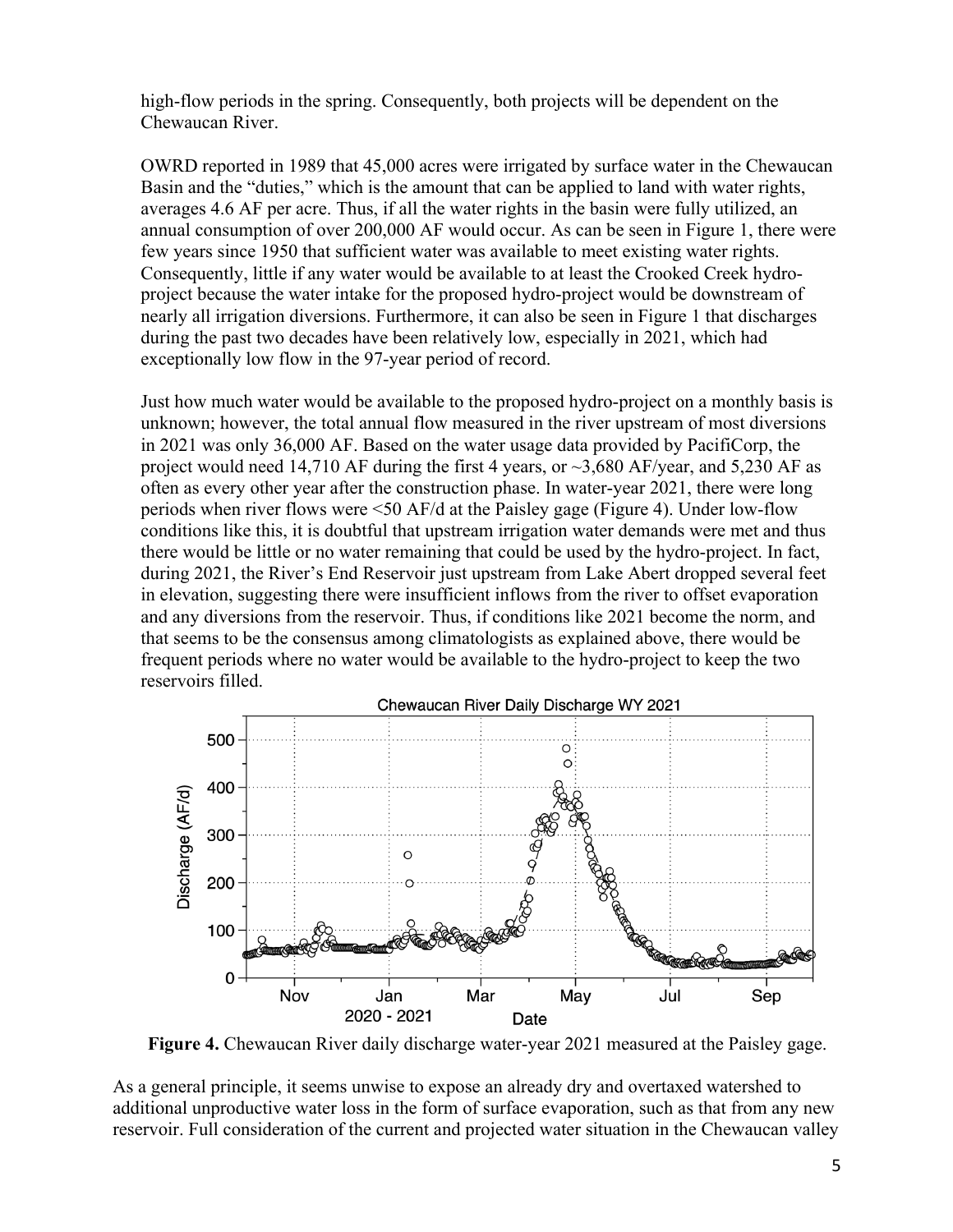high-flow periods in the spring. Consequently, both projects will be dependent on the Chewaucan River.

OWRD reported in 1989 that 45,000 acres were irrigated by surface water in the Chewaucan Basin and the "duties," which is the amount that can be applied to land with water rights, averages 4.6 AF per acre. Thus, if all the water rights in the basin were fully utilized, an annual consumption of over 200,000 AF would occur. As can be seen in Figure 1, there were few years since 1950 that sufficient water was available to meet existing water rights. Consequently, little if any water would be available to at least the Crooked Creek hydro-project because the water intake for the proposed hydro-project would be downstream of nearly all irrigation diversions. Furthermore, it can also be seen in Figure 1 that discharges during the past two decades have been relatively low, especially in 2021, which had exceptionally low flow in the 97-year period of record.

Just how much water would be available to the proposed hydro-project on a monthly basis is unknown; however, the total annual flow measured in the river upstream of most diversions in 2021 was only 36,000 AF. Based on the water usage data provided by PacifiCorp, the project would need 14,710 AF during the first 4 years, or ~3,680 AF/year, and 5,230 AF as often as every other year after the construction phase. In water-year 2021, there were long periods when river flows were <50 AF/d at the Paisley gage (Figure 4). Under low-flow conditions like this, it is doubtful that upstream irrigation water demands were met and thus there would be little or no water remaining that could be used by the hydro-project. In fact, during 2021, the River's End Reservoir just upstream from Lake Abert dropped several feet in elevation, suggesting there were insufficient inflows from the river to offset evaporation and any diversions from the reservoir. Thus, if conditions like 2021 become the norm, and that seems to be the consensus among climatologists as explained above, there would be frequent periods where no water would be available to the hydro-project to keep the two reservoirs filled.

**Figure 4.** Chewaucan River daily discharge water-year 2021 measured at the Paisley gage.

As a general principle, it seems unwise to expose an already dry and overtaxed watershed to additional unproductive water loss in the form of surface evaporation, such as that from any new reservoir. Full consideration of the current and projected water situation in the Chewaucan valley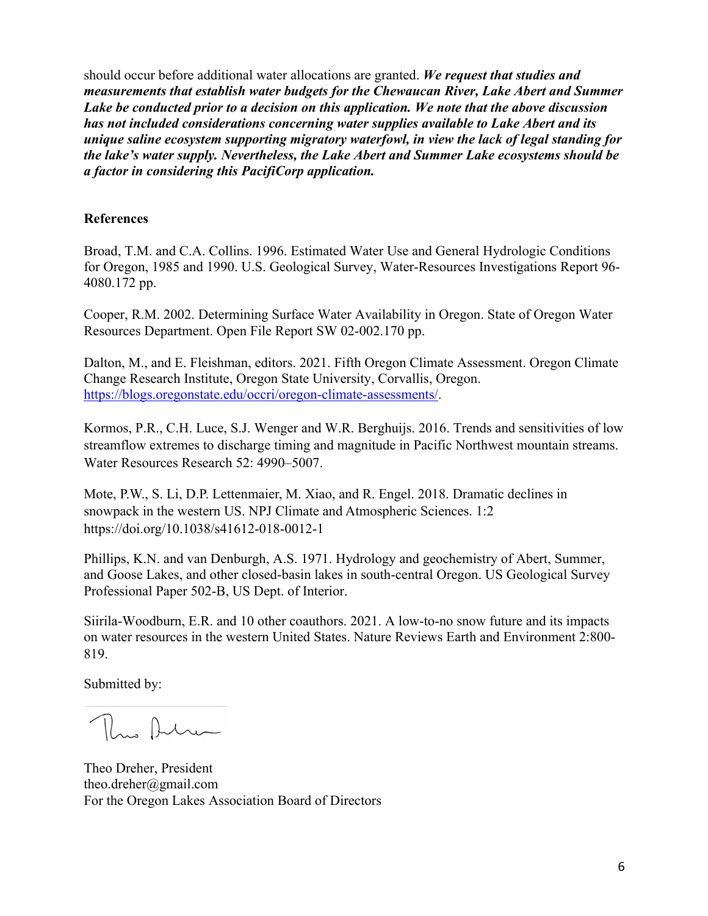should occur before additional water allocations are granted. ***We request that studies and measurements that establish water budgets for the Chewaucan River, Lake Abert and Summer Lake be conducted prior to a decision on this application. We note that the above discussion has not included considerations concerning water supplies available to Lake Abert and its unique saline ecosystem supporting migratory waterfowl, in view the lack of legal standing for the lake's water supply. Nevertheless, the Lake Abert and Summer Lake ecosystems should be a factor in considering this PacifiCorp application.***

**References**

Broad, T.M. and C.A. Collins. 1996. Estimated Water Use and General Hydrologic Conditions for Oregon, 1985 and 1990. U.S. Geological Survey, Water-Resources Investigations Report 96-4080.172 pp.

Cooper, R.M. 2002. Determining Surface Water Availability in Oregon. State of Oregon Water Resources Department. Open File Report SW 02-002.170 pp.

Dalton, M., and E. Fleishman, editors. 2021. Fifth Oregon Climate Assessment. Oregon Climate Change Research Institute, Oregon State University, Corvallis, Oregon. https://blogs.oregonstate.edu/occri/oregon-climate-assessments/.

Kormos, P.R., C.H. Luce, S.J. Wenger and W.R. Berghuijs. 2016. Trends and sensitivities of low streamflow extremes to discharge timing and magnitude in Pacific Northwest mountain streams. Water Resources Research 52: 4990–5007.

Mote, P.W., S. Li, D.P. Lettenmaier, M. Xiao, and R. Engel. 2018. Dramatic declines in snowpack in the western US. NPJ Climate and Atmospheric Sciences. 1:2 https://doi.org/10.1038/s41612-018-0012-1

Phillips, K.N. and van Denburgh, A.S. 1971. Hydrology and geochemistry of Abert, Summer, and Goose Lakes, and other closed-basin lakes in south-central Oregon. US Geological Survey Professional Paper 502-B, US Dept. of Interior.

Siirila-Woodburn, E.R. and 10 other coauthors. 2021. A low-to-no snow future and its impacts on water resources in the western United States. Nature Reviews Earth and Environment 2:800-819.

Submitted by:

Theo Dreher, President
theo.dreher@gmail.com
For the Oregon Lakes Association Board of Directors